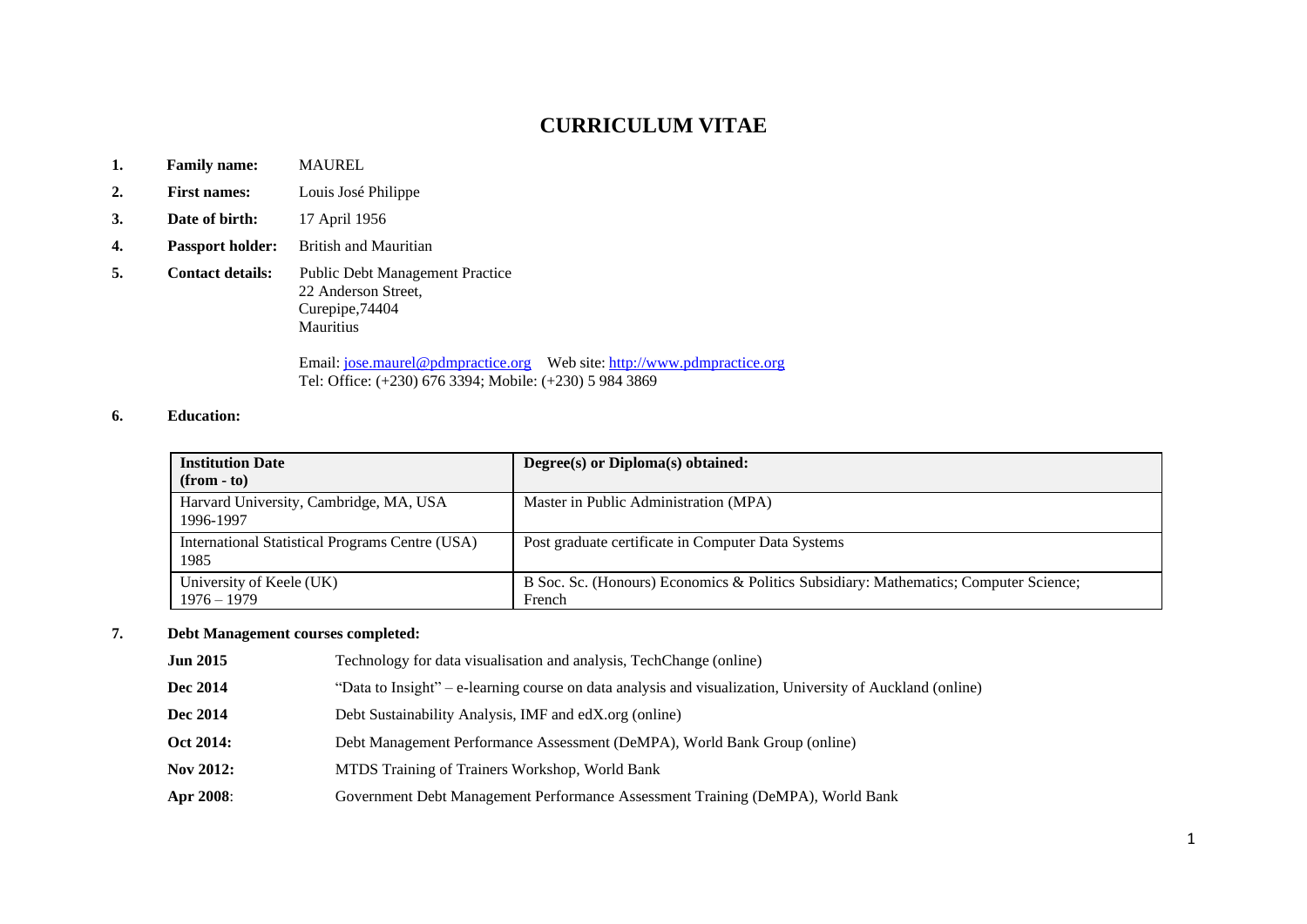# CURRICULUM VITAE

1. **Family name:** MAUREL
2. **First names:** Louis José Philippe
3. **Date of birth:** 17 April 1956
4. **Passport holder:** British and Mauritian
5. **Contact details:** Public Debt Management Practice
   22 Anderson Street,
   Curepipe,74404
   Mauritius

   Email: jose.maurel@pdmpractice.org Web site: http://www.pdmpractice.org
   Tel: Office: (+230) 676 3394; Mobile: (+230) 5 984 3869

6. **Education:**

| **Institution Date (from - to)** | **Degree(s) or Diploma(s) obtained:** |
| --- | --- |
| Harvard University, Cambridge, MA, USA 1996-1997 | Master in Public Administration (MPA) |
| International Statistical Programs Centre (USA) 1985 | Post graduate certificate in Computer Data Systems |
| University of Keele (UK) 1976 – 1979 | B Soc. Sc. (Honours) Economics & Politics Subsidiary: Mathematics; Computer Science; French |

7. **Debt Management courses completed:**

**Jun 2015** Technology for data visualisation and analysis, TechChange (online)

**Dec 2014** "Data to Insight" – e-learning course on data analysis and visualization, University of Auckland (online)

**Dec 2014** Debt Sustainability Analysis, IMF and edX.org (online)

**Oct 2014:** Debt Management Performance Assessment (DeMPA), World Bank Group (online)

**Nov 2012:** MTDS Training of Trainers Workshop, World Bank

**Apr 2008**: Government Debt Management Performance Assessment Training (DeMPA), World Bank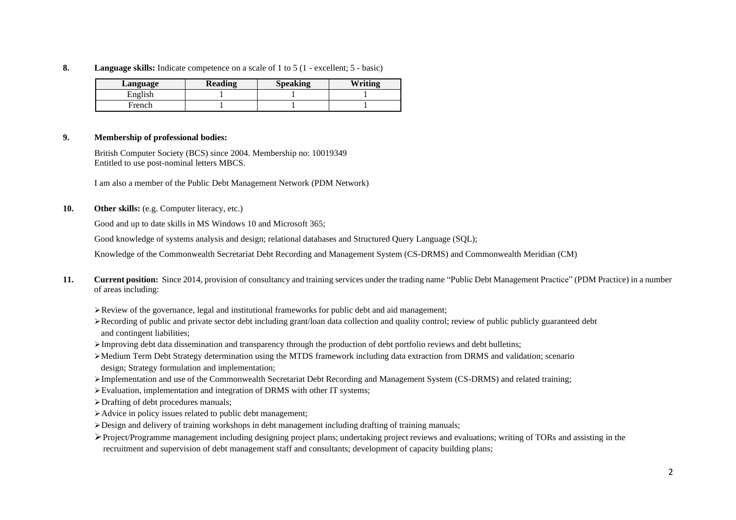**8. Language skills:** Indicate competence on a scale of 1 to 5 (1 - excellent; 5 - basic)

| Language | Reading | Speaking | Writing |
|---|---|---|---|
| English | 1 | 1 | 1 |
| French | 1 | 1 | 1 |

**9. Membership of professional bodies:**

British Computer Society (BCS) since 2004. Membership no: 10019349
Entitled to use post-nominal letters MBCS.

I am also a member of the Public Debt Management Network (PDM Network)

**10. Other skills:** (e.g. Computer literacy, etc.)

Good and up to date skills in MS Windows 10 and Microsoft 365;

Good knowledge of systems analysis and design; relational databases and Structured Query Language (SQL);

Knowledge of the Commonwealth Secretariat Debt Recording and Management System (CS-DRMS) and Commonwealth Meridian (CM)

**11. Current position:** Since 2014, provision of consultancy and training services under the trading name "Public Debt Management Practice" (PDM Practice) in a number of areas including:

- Review of the governance, legal and institutional frameworks for public debt and aid management;
- Recording of public and private sector debt including grant/loan data collection and quality control; review of public publicly guaranteed debt and contingent liabilities;
- Improving debt data dissemination and transparency through the production of debt portfolio reviews and debt bulletins;
- Medium Term Debt Strategy determination using the MTDS framework including data extraction from DRMS and validation; scenario design; Strategy formulation and implementation;
- Implementation and use of the Commonwealth Secretariat Debt Recording and Management System (CS-DRMS) and related training;
- Evaluation, implementation and integration of DRMS with other IT systems;
- Drafting of debt procedures manuals;
- Advice in policy issues related to public debt management;
- Design and delivery of training workshops in debt management including drafting of training manuals;
- Project/Programme management including designing project plans; undertaking project reviews and evaluations; writing of TORs and assisting in the recruitment and supervision of debt management staff and consultants; development of capacity building plans;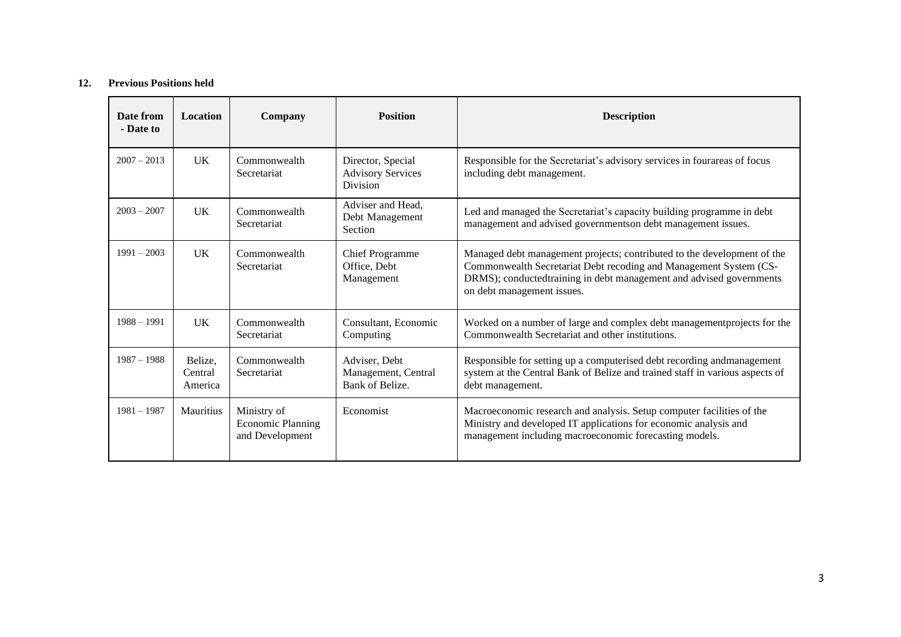**12. Previous Positions held**

| Date from - Date to | Location | Company | Position | Description |
|---|---|---|---|---|
| 2007 – 2013 | UK | Commonwealth Secretariat | Director, Special Advisory Services Division | Responsible for the Secretariat's advisory services in fourareas of focus including debt management. |
| 2003 – 2007 | UK | Commonwealth Secretariat | Adviser and Head, Debt Management Section | Led and managed the Secretariat's capacity building programme in debt management and advised governmentson debt management issues. |
| 1991 – 2003 | UK | Commonwealth Secretariat | Chief Programme Office, Debt Management | Managed debt management projects; contributed to the development of the Commonwealth Secretariat Debt recoding and Management System (CS-DRMS); conductedtraining in debt management and advised governments on debt management issues. |
| 1988 – 1991 | UK | Commonwealth Secretariat | Consultant, Economic Computing | Worked on a number of large and complex debt managementprojects for the Commonwealth Secretariat and other institutions. |
| 1987 – 1988 | Belize, Central America | Commonwealth Secretariat | Adviser, Debt Management, Central Bank of Belize. | Responsible for setting up a computerised debt recording andmanagement system at the Central Bank of Belize and trained staff in various aspects of debt management. |
| 1981 – 1987 | Mauritius | Ministry of Economic Planning and Development | Economist | Macroeconomic research and analysis. Setup computer facilities of the Ministry and developed IT applications for economic analysis and management including macroeconomic forecasting models. |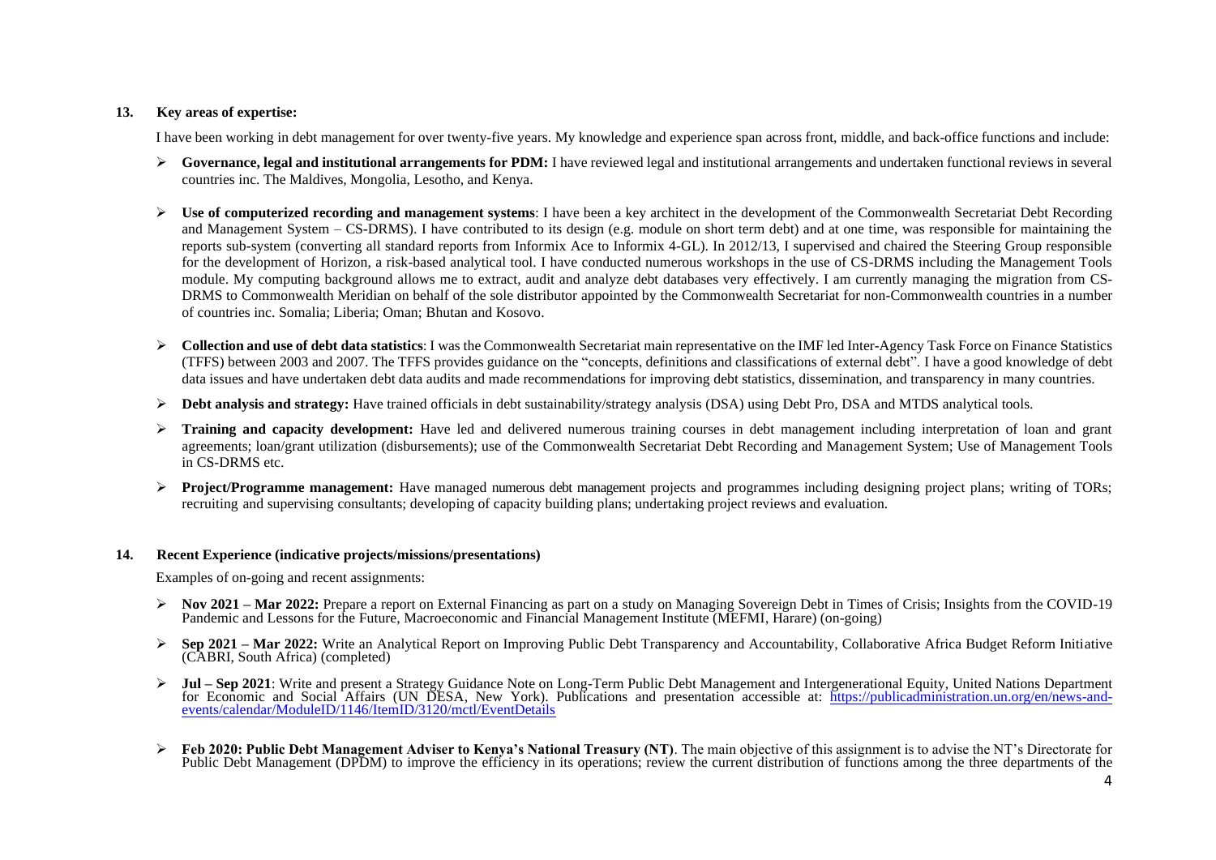**13. Key areas of expertise:**

I have been working in debt management for over twenty-five years. My knowledge and experience span across front, middle, and back-office functions and include:

- **Governance, legal and institutional arrangements for PDM:** I have reviewed legal and institutional arrangements and undertaken functional reviews in several countries inc. The Maldives, Mongolia, Lesotho, and Kenya.

- **Use of computerized recording and management systems**: I have been a key architect in the development of the Commonwealth Secretariat Debt Recording and Management System – CS-DRMS). I have contributed to its design (e.g. module on short term debt) and at one time, was responsible for maintaining the reports sub-system (converting all standard reports from Informix Ace to Informix 4-GL). In 2012/13, I supervised and chaired the Steering Group responsible for the development of Horizon, a risk-based analytical tool. I have conducted numerous workshops in the use of CS-DRMS including the Management Tools module. My computing background allows me to extract, audit and analyze debt databases very effectively. I am currently managing the migration from CS-DRMS to Commonwealth Meridian on behalf of the sole distributor appointed by the Commonwealth Secretariat for non-Commonwealth countries in a number of countries inc. Somalia; Liberia; Oman; Bhutan and Kosovo.

- **Collection and use of debt data statistics**: I was the Commonwealth Secretariat main representative on the IMF led Inter-Agency Task Force on Finance Statistics (TFFS) between 2003 and 2007. The TFFS provides guidance on the "concepts, definitions and classifications of external debt". I have a good knowledge of debt data issues and have undertaken debt data audits and made recommendations for improving debt statistics, dissemination, and transparency in many countries.

- **Debt analysis and strategy:** Have trained officials in debt sustainability/strategy analysis (DSA) using Debt Pro, DSA and MTDS analytical tools.

- **Training and capacity development:** Have led and delivered numerous training courses in debt management including interpretation of loan and grant agreements; loan/grant utilization (disbursements); use of the Commonwealth Secretariat Debt Recording and Management System; Use of Management Tools in CS-DRMS etc.

- **Project/Programme management:** Have managed numerous debt management projects and programmes including designing project plans; writing of TORs; recruiting and supervising consultants; developing of capacity building plans; undertaking project reviews and evaluation.

**14. Recent Experience (indicative projects/missions/presentations)**

Examples of on-going and recent assignments:

- **Nov 2021 – Mar 2022:** Prepare a report on External Financing as part on a study on Managing Sovereign Debt in Times of Crisis; Insights from the COVID-19 Pandemic and Lessons for the Future, Macroeconomic and Financial Management Institute (MEFMI, Harare) (on-going)

- **Sep 2021 – Mar 2022:** Write an Analytical Report on Improving Public Debt Transparency and Accountability, Collaborative Africa Budget Reform Initiative (CABRI, South Africa) (completed)

- **Jul – Sep 2021**: Write and present a Strategy Guidance Note on Long-Term Public Debt Management and Intergenerational Equity, United Nations Department for Economic and Social Affairs (UN DESA, New York). Publications and presentation accessible at: https://publicadministration.un.org/en/news-and-events/calendar/ModuleID/1146/ItemID/3120/mctl/EventDetails

- **Feb 2020: Public Debt Management Adviser to Kenya's National Treasury (NT)**. The main objective of this assignment is to advise the NT's Directorate for Public Debt Management (DPDM) to improve the efficiency in its operations; review the current distribution of functions among the three departments of the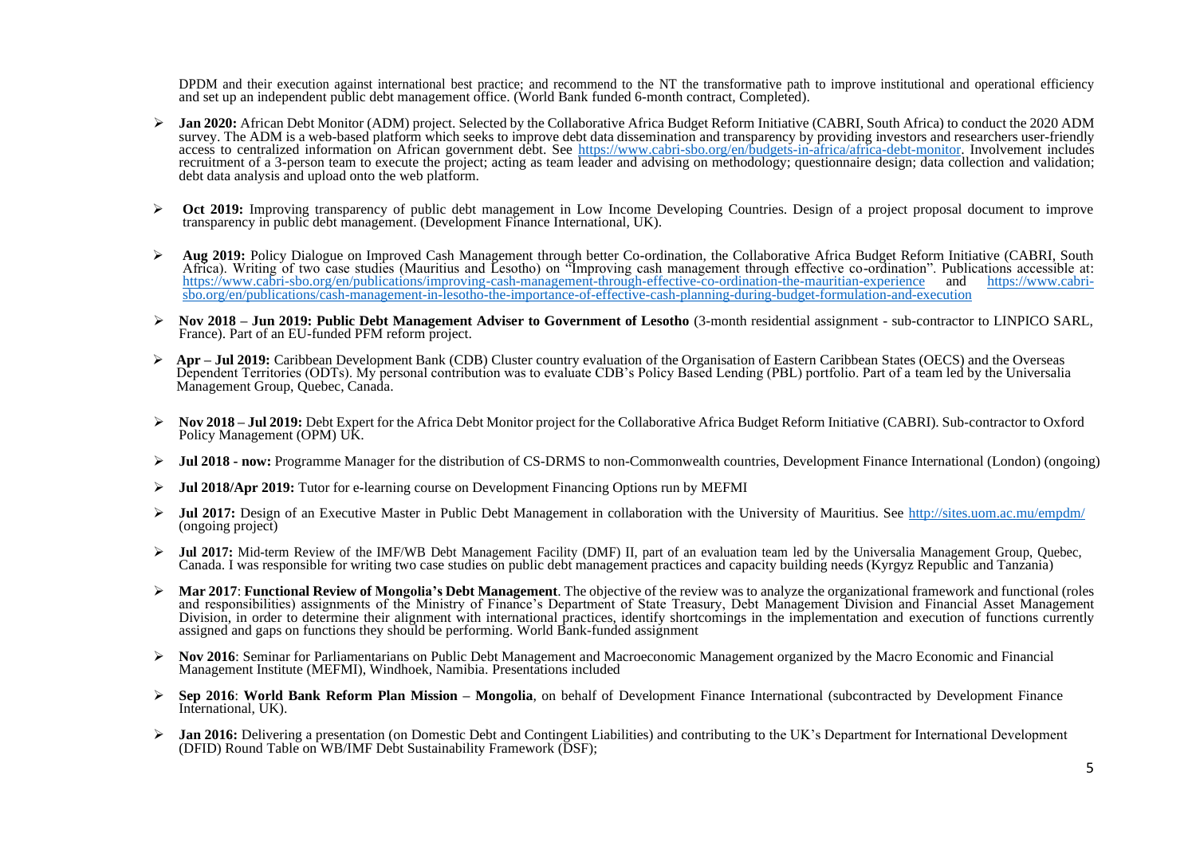DPDM and their execution against international best practice; and recommend to the NT the transformative path to improve institutional and operational efficiency and set up an independent public debt management office. (World Bank funded 6-month contract, Completed).

- **Jan 2020:** African Debt Monitor (ADM) project. Selected by the Collaborative Africa Budget Reform Initiative (CABRI, South Africa) to conduct the 2020 ADM survey. The ADM is a web-based platform which seeks to improve debt data dissemination and transparency by providing investors and researchers user-friendly access to centralized information on African government debt. See https://www.cabri-sbo.org/en/budgets-in-africa/africa-debt-monitor. Involvement includes recruitment of a 3-person team to execute the project; acting as team leader and advising on methodology; questionnaire design; data collection and validation; debt data analysis and upload onto the web platform.

- **Oct 2019:** Improving transparency of public debt management in Low Income Developing Countries. Design of a project proposal document to improve transparency in public debt management. (Development Finance International, UK).

- **Aug 2019:** Policy Dialogue on Improved Cash Management through better Co-ordination, the Collaborative Africa Budget Reform Initiative (CABRI, South Africa). Writing of two case studies (Mauritius and Lesotho) on "Improving cash management through effective co-ordination". Publications accessible at: https://www.cabri-sbo.org/en/publications/improving-cash-management-through-effective-co-ordination-the-mauritian-experience and https://www.cabri-sbo.org/en/publications/cash-management-in-lesotho-the-importance-of-effective-cash-planning-during-budget-formulation-and-execution

- **Nov 2018 – Jun 2019: Public Debt Management Adviser to Government of Lesotho** (3-month residential assignment - sub-contractor to LINPICO SARL, France). Part of an EU-funded PFM reform project.

- **Apr – Jul 2019:** Caribbean Development Bank (CDB) Cluster country evaluation of the Organisation of Eastern Caribbean States (OECS) and the Overseas Dependent Territories (ODTs). My personal contribution was to evaluate CDB's Policy Based Lending (PBL) portfolio. Part of a team led by the Universalia Management Group, Quebec, Canada.

- **Nov 2018 – Jul 2019:** Debt Expert for the Africa Debt Monitor project for the Collaborative Africa Budget Reform Initiative (CABRI). Sub-contractor to Oxford Policy Management (OPM) UK.

- **Jul 2018 - now:** Programme Manager for the distribution of CS-DRMS to non-Commonwealth countries, Development Finance International (London) (ongoing)

- **Jul 2018/Apr 2019:** Tutor for e-learning course on Development Financing Options run by MEFMI

- **Jul 2017:** Design of an Executive Master in Public Debt Management in collaboration with the University of Mauritius. See http://sites.uom.ac.mu/empdm/ (ongoing project)

- **Jul 2017:** Mid-term Review of the IMF/WB Debt Management Facility (DMF) II, part of an evaluation team led by the Universalia Management Group, Quebec, Canada. I was responsible for writing two case studies on public debt management practices and capacity building needs (Kyrgyz Republic and Tanzania)

- **Mar 2017**: **Functional Review of Mongolia's Debt Management**. The objective of the review was to analyze the organizational framework and functional (roles and responsibilities) assignments of the Ministry of Finance's Department of State Treasury, Debt Management Division and Financial Asset Management Division, in order to determine their alignment with international practices, identify shortcomings in the implementation and execution of functions currently assigned and gaps on functions they should be performing. World Bank-funded assignment

- **Nov 2016**: Seminar for Parliamentarians on Public Debt Management and Macroeconomic Management organized by the Macro Economic and Financial Management Institute (MEFMI), Windhoek, Namibia. Presentations included

- **Sep 2016**: **World Bank Reform Plan Mission – Mongolia**, on behalf of Development Finance International (subcontracted by Development Finance International, UK).

- **Jan 2016:** Delivering a presentation (on Domestic Debt and Contingent Liabilities) and contributing to the UK's Department for International Development (DFID) Round Table on WB/IMF Debt Sustainability Framework (DSF);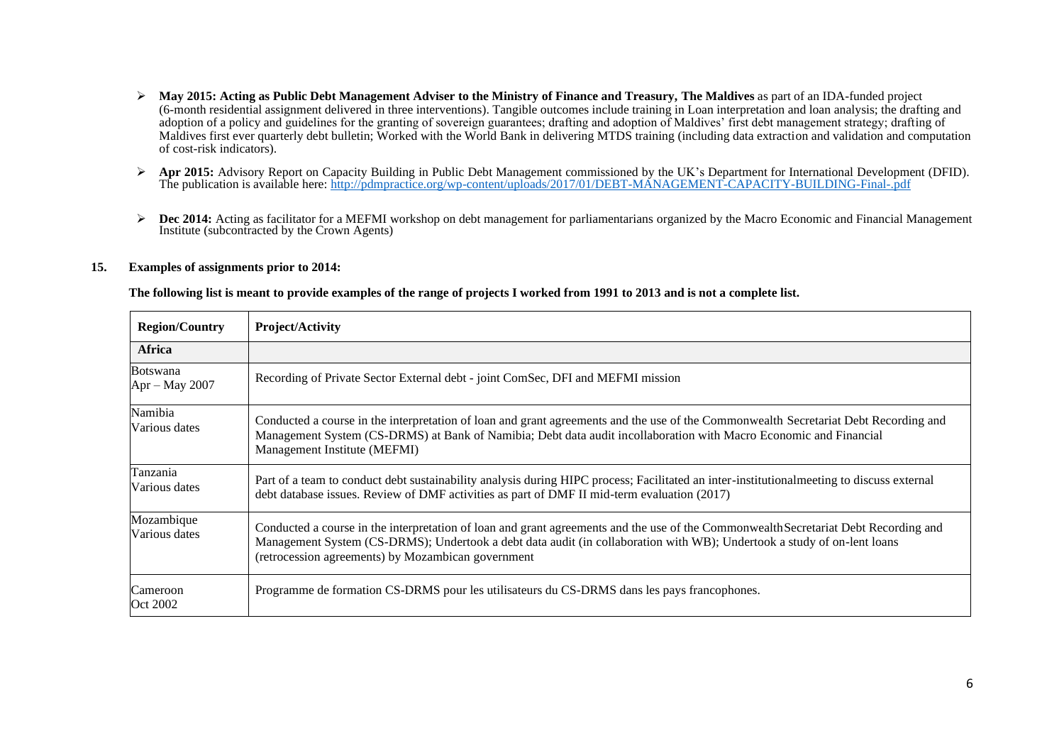- **May 2015: Acting as Public Debt Management Adviser to the Ministry of Finance and Treasury, The Maldives** as part of an IDA-funded project (6-month residential assignment delivered in three interventions). Tangible outcomes include training in Loan interpretation and loan analysis; the drafting and adoption of a policy and guidelines for the granting of sovereign guarantees; drafting and adoption of Maldives' first debt management strategy; drafting of Maldives first ever quarterly debt bulletin; Worked with the World Bank in delivering MTDS training (including data extraction and validation and computation of cost-risk indicators).

- **Apr 2015:** Advisory Report on Capacity Building in Public Debt Management commissioned by the UK's Department for International Development (DFID). The publication is available here: [http://pdmpractice.org/wp-content/uploads/2017/01/DEBT-MANAGEMENT-CAPACITY-BUILDING-Final-.pdf](http://pdmpractice.org/wp-content/uploads/2017/01/DEBT-MANAGEMENT-CAPACITY-BUILDING-Final-.pdf)

- **Dec 2014:** Acting as facilitator for a MEFMI workshop on debt management for parliamentarians organized by the Macro Economic and Financial Management Institute (subcontracted by the Crown Agents)

**15. Examples of assignments prior to 2014:**

**The following list is meant to provide examples of the range of projects I worked from 1991 to 2013 and is not a complete list.**

| **Region/Country** | **Project/Activity** |
|---|---|
| **Africa** | |
| Botswana Apr – May 2007 | Recording of Private Sector External debt - joint ComSec, DFI and MEFMI mission |
| Namibia Various dates | Conducted a course in the interpretation of loan and grant agreements and the use of the Commonwealth Secretariat Debt Recording and Management System (CS-DRMS) at Bank of Namibia; Debt data audit incollaboration with Macro Economic and Financial Management Institute (MEFMI) |
| Tanzania Various dates | Part of a team to conduct debt sustainability analysis during HIPC process; Facilitated an inter-institutionalmeeting to discuss external debt database issues. Review of DMF activities as part of DMF II mid-term evaluation (2017) |
| Mozambique Various dates | Conducted a course in the interpretation of loan and grant agreements and the use of the CommonwealthSecretariat Debt Recording and Management System (CS-DRMS); Undertook a debt data audit (in collaboration with WB); Undertook a study of on-lent loans (retrocession agreements) by Mozambican government |
| Cameroon Oct 2002 | Programme de formation CS-DRMS pour les utilisateurs du CS-DRMS dans les pays francophones. |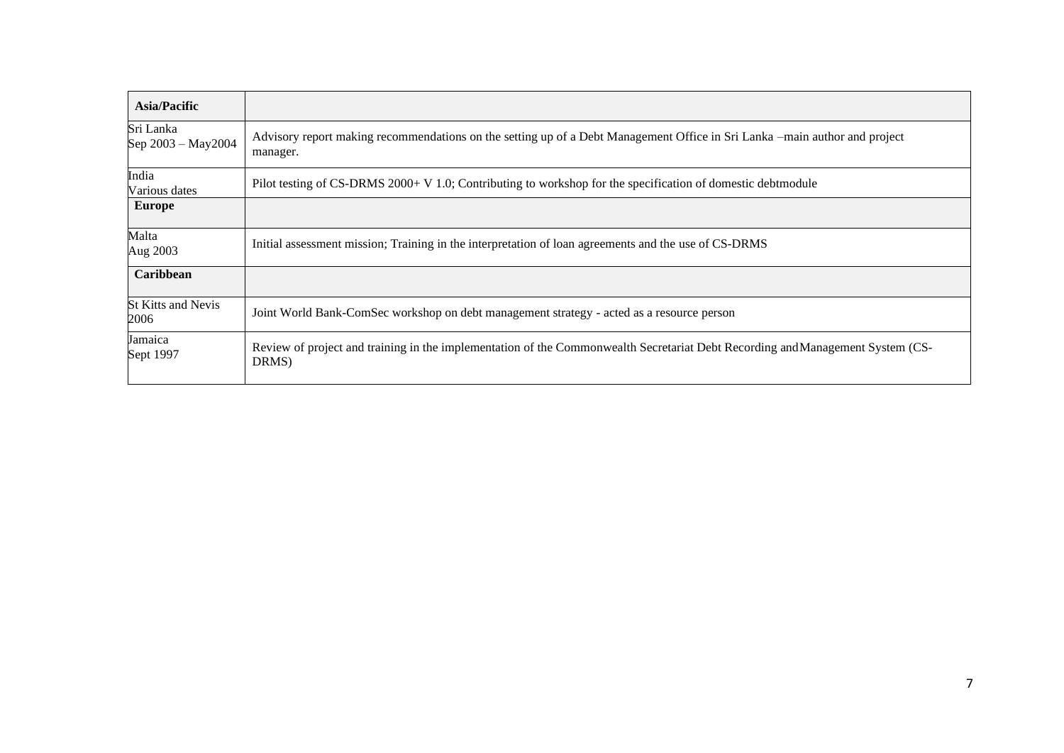| | |
|---|---|
| **Asia/Pacific** | |
| Sri Lanka<br>Sep 2003 – May2004 | Advisory report making recommendations on the setting up of a Debt Management Office in Sri Lanka –main author and project manager. |
| India<br>Various dates | Pilot testing of CS-DRMS 2000+ V 1.0; Contributing to workshop for the specification of domestic debtmodule |
| **Europe** | |
| Malta<br>Aug 2003 | Initial assessment mission; Training in the interpretation of loan agreements and the use of CS-DRMS |
| **Caribbean** | |
| St Kitts and Nevis<br>2006 | Joint World Bank-ComSec workshop on debt management strategy - acted as a resource person |
| Jamaica<br>Sept 1997 | Review of project and training in the implementation of the Commonwealth Secretariat Debt Recording andManagement System (CS-DRMS) |